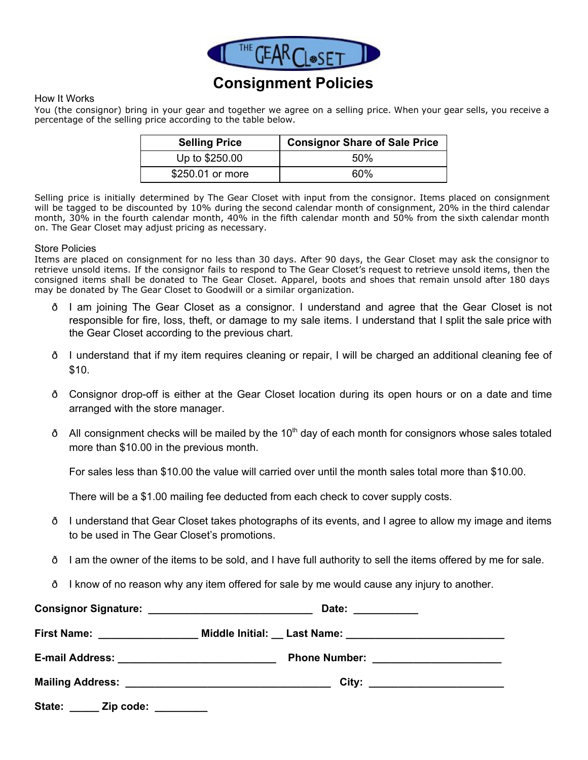# Consignment Policies

How It Works

You (the consignor) bring in your gear and together we agree on a selling price. When your gear sells, you receive a percentage of the selling price according to the table below.

| Selling Price | Consignor Share of Sale Price |
|---|---|
| Up to $250.00 | 50% |
| $250.01 or more | 60% |

Selling price is initially determined by The Gear Closet with input from the consignor. Items placed on consignment will be tagged to be discounted by 10% during the second calendar month of consignment, 20% in the third calendar month, 30% in the fourth calendar month, 40% in the fifth calendar month and 50% from the sixth calendar month on. The Gear Closet may adjust pricing as necessary.

Store Policies

Items are placed on consignment for no less than 30 days. After 90 days, the Gear Closet may ask the consignor to retrieve unsold items. If the consignor fails to respond to The Gear Closet's request to retrieve unsold items, then the consigned items shall be donated to The Gear Closet. Apparel, boots and shoes that remain unsold after 180 days may be donated by The Gear Closet to Goodwill or a similar organization.

- I am joining The Gear Closet as a consignor. I understand and agree that the Gear Closet is not responsible for fire, loss, theft, or damage to my sale items. I understand that I split the sale price with the Gear Closet according to the previous chart.
- I understand that if my item requires cleaning or repair, I will be charged an additional cleaning fee of $10.
- Consignor drop-off is either at the Gear Closet location during its open hours or on a date and time arranged with the store manager.
- All consignment checks will be mailed by the 10th day of each month for consignors whose sales totaled more than $10.00 in the previous month.

  For sales less than $10.00 the value will carried over until the month sales total more than $10.00.

  There will be a $1.00 mailing fee deducted from each check to cover supply costs.
- I understand that Gear Closet takes photographs of its events, and I agree to allow my image and items to be used in The Gear Closet's promotions.
- I am the owner of the items to be sold, and I have full authority to sell the items offered by me for sale.
- I know of no reason why any item offered for sale by me would cause any injury to another.

**Consignor Signature:** ____________________________ **Date:** ___________

**First Name:** ________________ **Middle Initial:** __ **Last Name:** __________________________

**E-mail Address:** __________________________ **Phone Number:** _____________________

**Mailing Address:** ___________________________________ **City:** _____________________

**State:** _____ **Zip code:** _________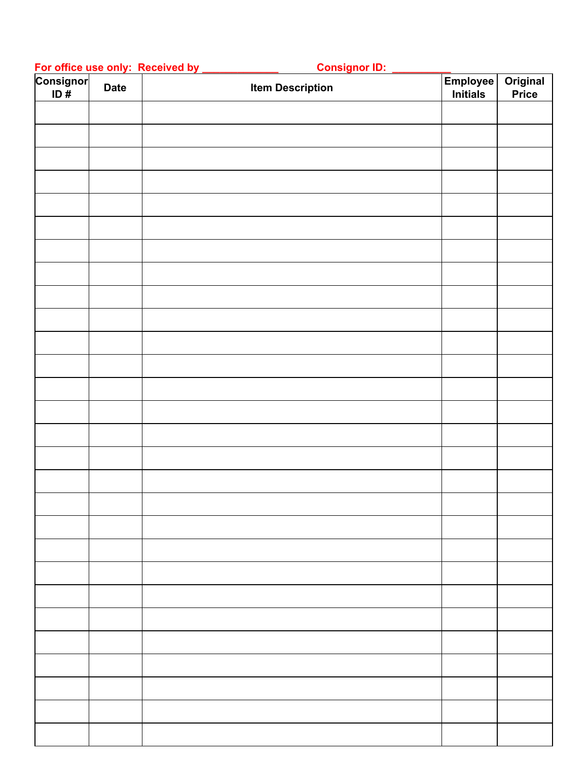For office use only: Received by _____________ Consignor ID: __________

| Consignor ID # | Date | Item Description | Employee Initials | Original Price |
|---|---|---|---|---|
| | | | | |
| | | | | |
| | | | | |
| | | | | |
| | | | | |
| | | | | |
| | | | | |
| | | | | |
| | | | | |
| | | | | |
| | | | | |
| | | | | |
| | | | | |
| | | | | |
| | | | | |
| | | | | |
| | | | | |
| | | | | |
| | | | | |
| | | | | |
| | | | | |
| | | | | |
| | | | | |
| | | | | |
| | | | | |
| | | | | |
| | | | | |
| | | | | |
| | | | | |